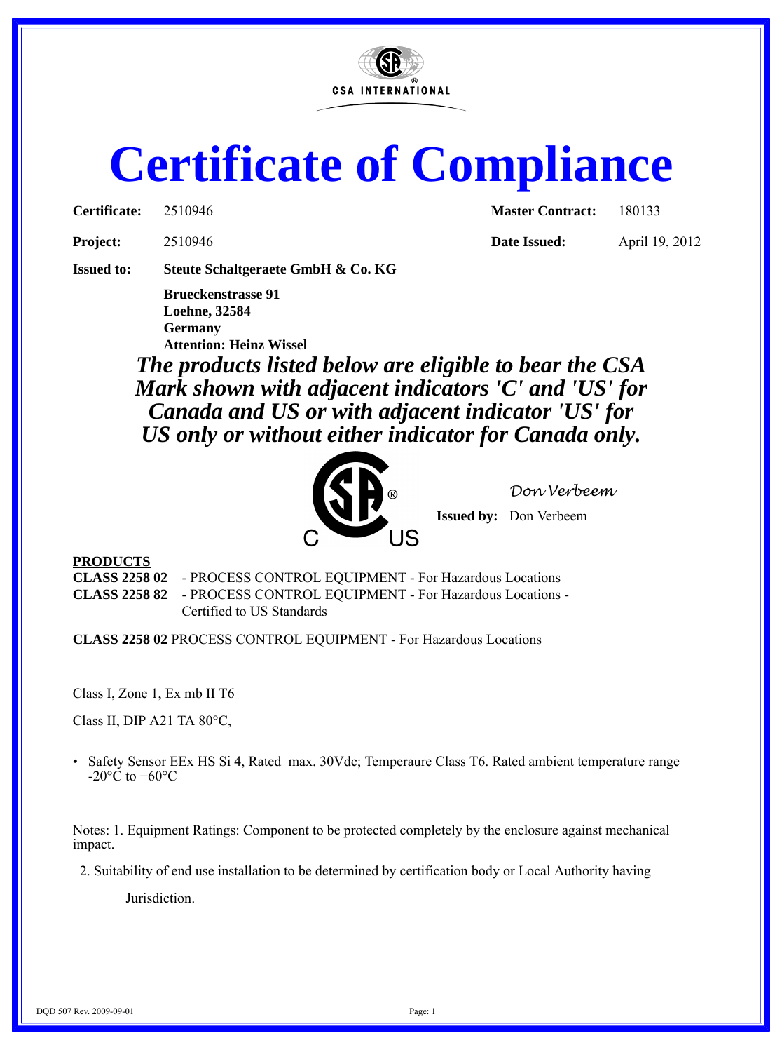CSA INTERNATIONAL

# Certificate of Compliance

| | | | |
|---|---|---|---|
| **Certificate:** | 2510946 | **Master Contract:** | 180133 |
| **Project:** | 2510946 | **Date Issued:** | April 19, 2012 |

**Issued to:** **Steute Schaltgeraete GmbH & Co. KG**

**Brueckenstrasse 91**
**Loehne, 32584**
**Germany**
**Attention: Heinz Wissel**

***The products listed below are eligible to bear the CSA Mark shown with adjacent indicators 'C' and 'US' for Canada and US or with adjacent indicator 'US' for US only or without either indicator for Canada only.***

C US

*Don Verbeem*

**Issued by:** Don Verbeem

**PRODUCTS**

**CLASS 2258 02** - PROCESS CONTROL EQUIPMENT - For Hazardous Locations
**CLASS 2258 82** - PROCESS CONTROL EQUIPMENT - For Hazardous Locations - Certified to US Standards

**CLASS 2258 02** PROCESS CONTROL EQUIPMENT - For Hazardous Locations

Class I, Zone 1, Ex mb II T6

Class II, DIP A21 TA 80°C,

- Safety Sensor EEx HS Si 4, Rated max. 30Vdc; Temperaure Class T6. Rated ambient temperature range -20°C to +60°C

Notes: 1. Equipment Ratings: Component to be protected completely by the enclosure against mechanical impact.

2. Suitability of end use installation to be determined by certification body or Local Authority having Jurisdiction.

DQD 507 Rev. 2009-09-01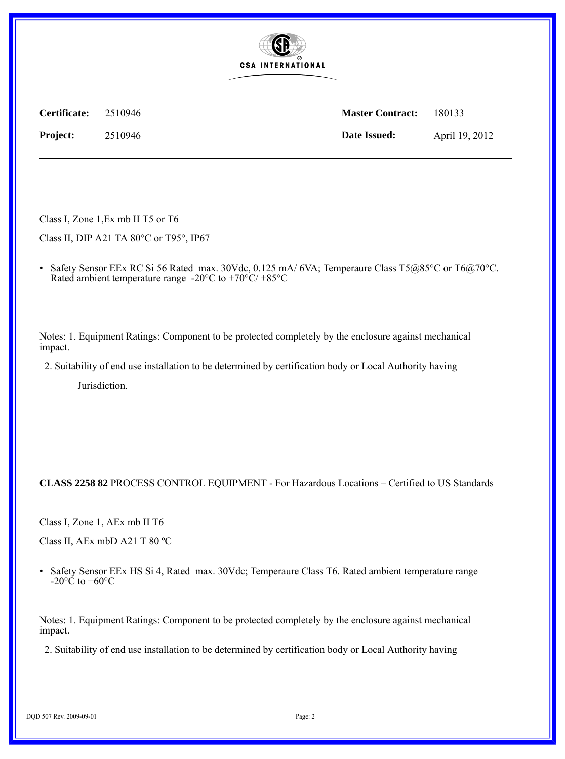**Certificate:** 2510946 **Master Contract:** 180133

**Project:** 2510946 **Date Issued:** April 19, 2012

Class I, Zone 1,Ex mb II T5 or T6

Class II, DIP A21 TA 80°C or T95°, IP67

- Safety Sensor EEx RC Si 56 Rated max. 30Vdc, 0.125 mA/ 6VA; Temperaure Class T5@85°C or T6@70°C. Rated ambient temperature range -20°C to +70°C/ +85°C

Notes: 1. Equipment Ratings: Component to be protected completely by the enclosure against mechanical impact.

2. Suitability of end use installation to be determined by certification body or Local Authority having Jurisdiction.

**CLASS 2258 82** PROCESS CONTROL EQUIPMENT - For Hazardous Locations – Certified to US Standards

Class I, Zone 1, AEx mb II T6

Class II, AEx mbD A21 T 80 ºC

- Safety Sensor EEx HS Si 4, Rated max. 30Vdc; Temperaure Class T6. Rated ambient temperature range -20°C to +60°C

Notes: 1. Equipment Ratings: Component to be protected completely by the enclosure against mechanical impact.

2. Suitability of end use installation to be determined by certification body or Local Authority having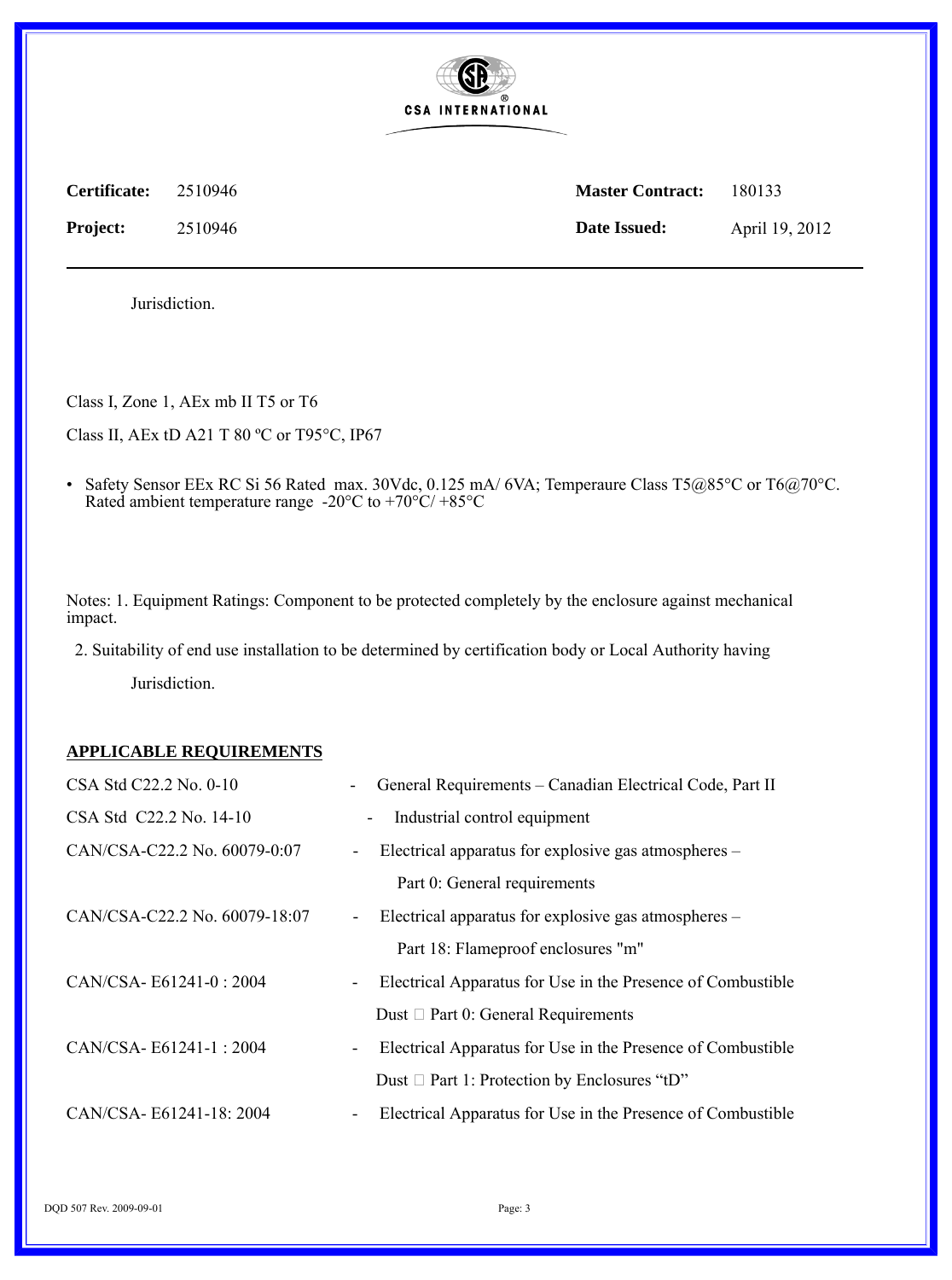| **Certificate:** | 2510946 | **Master Contract:** | 180133 |
|---|---|---|---|
| **Project:** | 2510946 | **Date Issued:** | April 19, 2012 |

Jurisdiction.

Class I, Zone 1, AEx mb II T5 or T6

Class II, AEx tD A21 T 80 ºC or T95°C, IP67

- Safety Sensor EEx RC Si 56 Rated max. 30Vdc, 0.125 mA/ 6VA; Temperaure Class T5@85°C or T6@70°C. Rated ambient temperature range -20°C to +70°C/ +85°C

Notes: 1. Equipment Ratings: Component to be protected completely by the enclosure against mechanical impact.

2. Suitability of end use installation to be determined by certification body or Local Authority having Jurisdiction.

**APPLICABLE REQUIREMENTS**

| | |
|---|---|
| CSA Std C22.2 No. 0-10 | - General Requirements – Canadian Electrical Code, Part II |
| CSA Std C22.2 No. 14-10 | - Industrial control equipment |
| CAN/CSA-C22.2 No. 60079-0:07 | - Electrical apparatus for explosive gas atmospheres – Part 0: General requirements |
| CAN/CSA-C22.2 No. 60079-18:07 | - Electrical apparatus for explosive gas atmospheres – Part 18: Flameproof enclosures "m" |
| CAN/CSA- E61241-0 : 2004 | - Electrical Apparatus for Use in the Presence of Combustible Dust  Part 0: General Requirements |
| CAN/CSA- E61241-1 : 2004 | - Electrical Apparatus for Use in the Presence of Combustible Dust  Part 1: Protection by Enclosures "tD" |
| CAN/CSA- E61241-18: 2004 | - Electrical Apparatus for Use in the Presence of Combustible |

DQD 507 Rev. 2009-09-01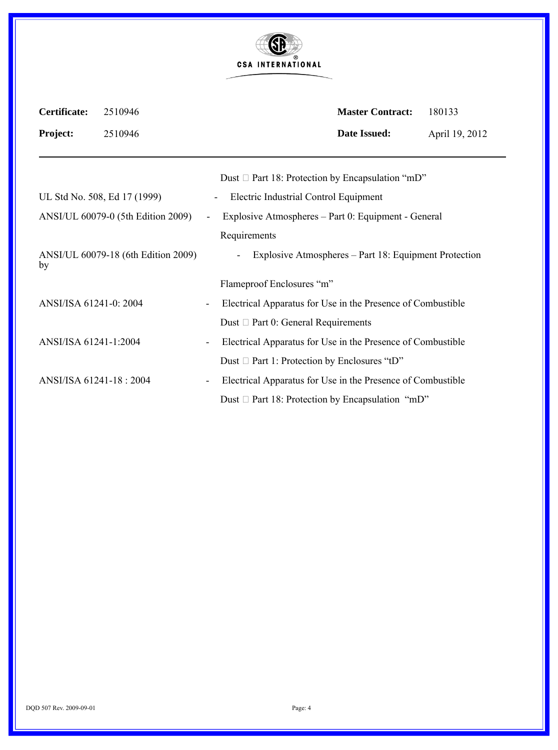CSA INTERNATIONAL

| | | | |
|---|---|---|---|
| **Certificate:** | 2510946 | **Master Contract:** | 180133 |
| **Project:** | 2510946 | **Date Issued:** | April 19, 2012 |

---

| | |
|---|---|
| | Dust  Part 18: Protection by Encapsulation "mD" |
| UL Std No. 508, Ed 17 (1999) | - Electric Industrial Control Equipment |
| ANSI/UL 60079-0 (5th Edition 2009) | - Explosive Atmospheres – Part 0: Equipment - General Requirements |
| ANSI/UL 60079-18 (6th Edition 2009) by | - Explosive Atmospheres – Part 18: Equipment Protection Flameproof Enclosures "m" |
| ANSI/ISA 61241-0: 2004 | - Electrical Apparatus for Use in the Presence of Combustible Dust  Part 0: General Requirements |
| ANSI/ISA 61241-1:2004 | - Electrical Apparatus for Use in the Presence of Combustible Dust  Part 1: Protection by Enclosures "tD" |
| ANSI/ISA 61241-18 : 2004 | - Electrical Apparatus for Use in the Presence of Combustible Dust  Part 18: Protection by Encapsulation "mD" |

DQD 507 Rev. 2009-09-01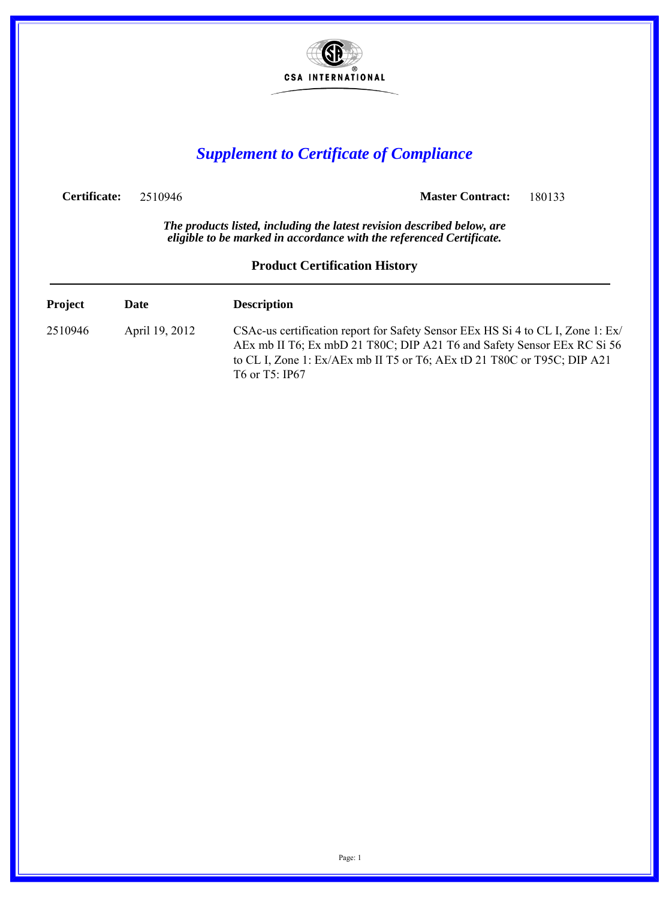CSA INTERNATIONAL

# *Supplement to Certificate of Compliance*

**Certificate:** 2510946 **Master Contract:** 180133

***The products listed, including the latest revision described below, are eligible to be marked in accordance with the referenced Certificate.***

## Product Certification History

| Project | Date | Description |
|---|---|---|
| 2510946 | April 19, 2012 | CSAc-us certification report for Safety Sensor EEx HS Si 4 to CL I, Zone 1: Ex/ AEx mb II T6; Ex mbD 21 T80C; DIP A21 T6 and Safety Sensor EEx RC Si 56 to CL I, Zone 1: Ex/AEx mb II T5 or T6; AEx tD 21 T80C or T95C; DIP A21 T6 or T5: IP67 |